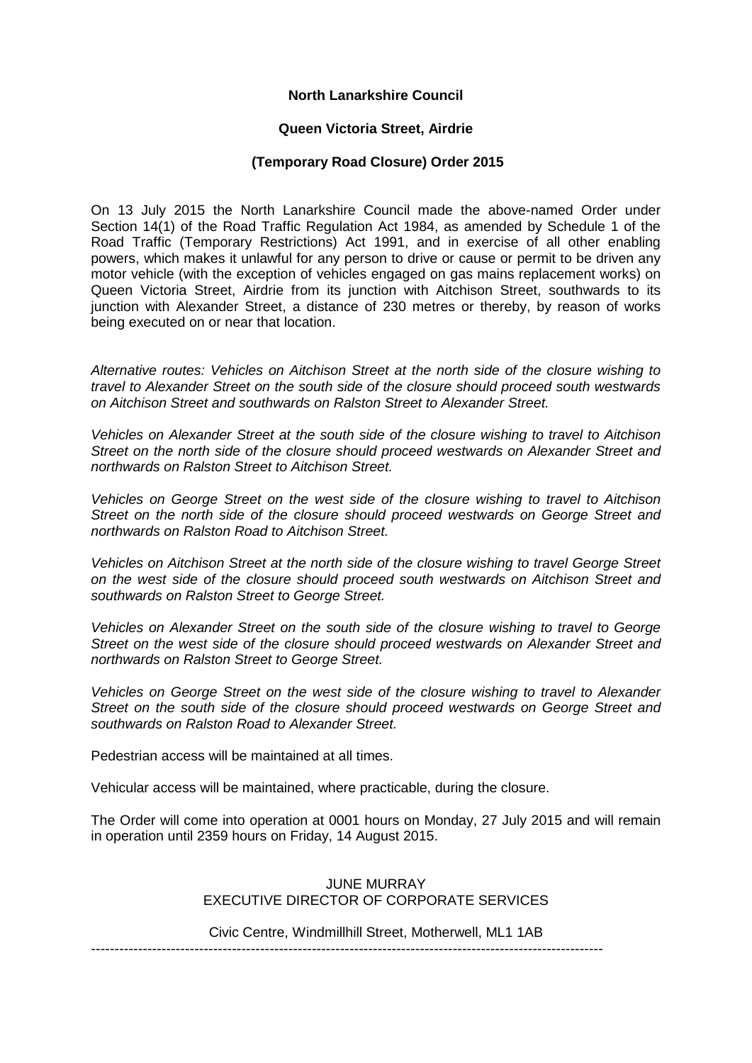**North Lanarkshire Council**

**Queen Victoria Street, Airdrie**

**(Temporary Road Closure) Order 2015**

On 13 July 2015 the North Lanarkshire Council made the above-named Order under Section 14(1) of the Road Traffic Regulation Act 1984, as amended by Schedule 1 of the Road Traffic (Temporary Restrictions) Act 1991, and in exercise of all other enabling powers, which makes it unlawful for any person to drive or cause or permit to be driven any motor vehicle (with the exception of vehicles engaged on gas mains replacement works) on Queen Victoria Street, Airdrie from its junction with Aitchison Street, southwards to its junction with Alexander Street, a distance of 230 metres or thereby, by reason of works being executed on or near that location.

*Alternative routes: Vehicles on Aitchison Street at the north side of the closure wishing to travel to Alexander Street on the south side of the closure should proceed south westwards on Aitchison Street and southwards on Ralston Street to Alexander Street.*

*Vehicles on Alexander Street at the south side of the closure wishing to travel to Aitchison Street on the north side of the closure should proceed westwards on Alexander Street and northwards on Ralston Street to Aitchison Street.*

*Vehicles on George Street on the west side of the closure wishing to travel to Aitchison Street on the north side of the closure should proceed westwards on George Street and northwards on Ralston Road to Aitchison Street.*

*Vehicles on Aitchison Street at the north side of the closure wishing to travel George Street on the west side of the closure should proceed south westwards on Aitchison Street and southwards on Ralston Street to George Street.*

*Vehicles on Alexander Street on the south side of the closure wishing to travel to George Street on the west side of the closure should proceed westwards on Alexander Street and northwards on Ralston Street to George Street.*

*Vehicles on George Street on the west side of the closure wishing to travel to Alexander Street on the south side of the closure should proceed westwards on George Street and southwards on Ralston Road to Alexander Street.*

Pedestrian access will be maintained at all times.

Vehicular access will be maintained, where practicable, during the closure.

The Order will come into operation at 0001 hours on Monday, 27 July 2015 and will remain in operation until 2359 hours on Friday, 14 August 2015.

JUNE MURRAY
EXECUTIVE DIRECTOR OF CORPORATE SERVICES

Civic Centre, Windmillhill Street, Motherwell, ML1 1AB

---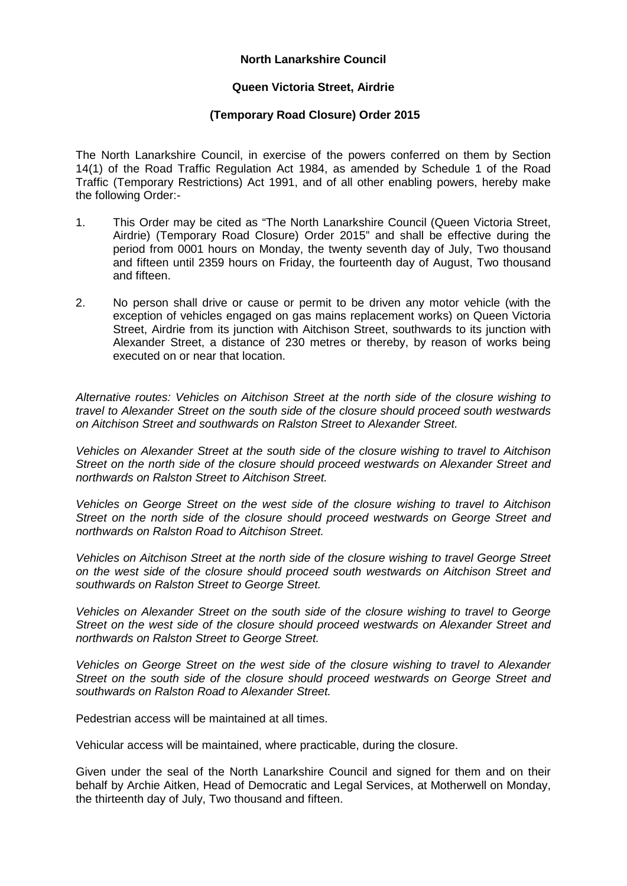**North Lanarkshire Council**

**Queen Victoria Street, Airdrie**

**(Temporary Road Closure) Order 2015**

The North Lanarkshire Council, in exercise of the powers conferred on them by Section 14(1) of the Road Traffic Regulation Act 1984, as amended by Schedule 1 of the Road Traffic (Temporary Restrictions) Act 1991, and of all other enabling powers, hereby make the following Order:-

1. This Order may be cited as "The North Lanarkshire Council (Queen Victoria Street, Airdrie) (Temporary Road Closure) Order 2015" and shall be effective during the period from 0001 hours on Monday, the twenty seventh day of July, Two thousand and fifteen until 2359 hours on Friday, the fourteenth day of August, Two thousand and fifteen.

2. No person shall drive or cause or permit to be driven any motor vehicle (with the exception of vehicles engaged on gas mains replacement works) on Queen Victoria Street, Airdrie from its junction with Aitchison Street, southwards to its junction with Alexander Street, a distance of 230 metres or thereby, by reason of works being executed on or near that location.

*Alternative routes: Vehicles on Aitchison Street at the north side of the closure wishing to travel to Alexander Street on the south side of the closure should proceed south westwards on Aitchison Street and southwards on Ralston Street to Alexander Street.*

*Vehicles on Alexander Street at the south side of the closure wishing to travel to Aitchison Street on the north side of the closure should proceed westwards on Alexander Street and northwards on Ralston Street to Aitchison Street.*

*Vehicles on George Street on the west side of the closure wishing to travel to Aitchison Street on the north side of the closure should proceed westwards on George Street and northwards on Ralston Road to Aitchison Street.*

*Vehicles on Aitchison Street at the north side of the closure wishing to travel George Street on the west side of the closure should proceed south westwards on Aitchison Street and southwards on Ralston Street to George Street.*

*Vehicles on Alexander Street on the south side of the closure wishing to travel to George Street on the west side of the closure should proceed westwards on Alexander Street and northwards on Ralston Street to George Street.*

*Vehicles on George Street on the west side of the closure wishing to travel to Alexander Street on the south side of the closure should proceed westwards on George Street and southwards on Ralston Road to Alexander Street.*

Pedestrian access will be maintained at all times.

Vehicular access will be maintained, where practicable, during the closure.

Given under the seal of the North Lanarkshire Council and signed for them and on their behalf by Archie Aitken, Head of Democratic and Legal Services, at Motherwell on Monday, the thirteenth day of July, Two thousand and fifteen.